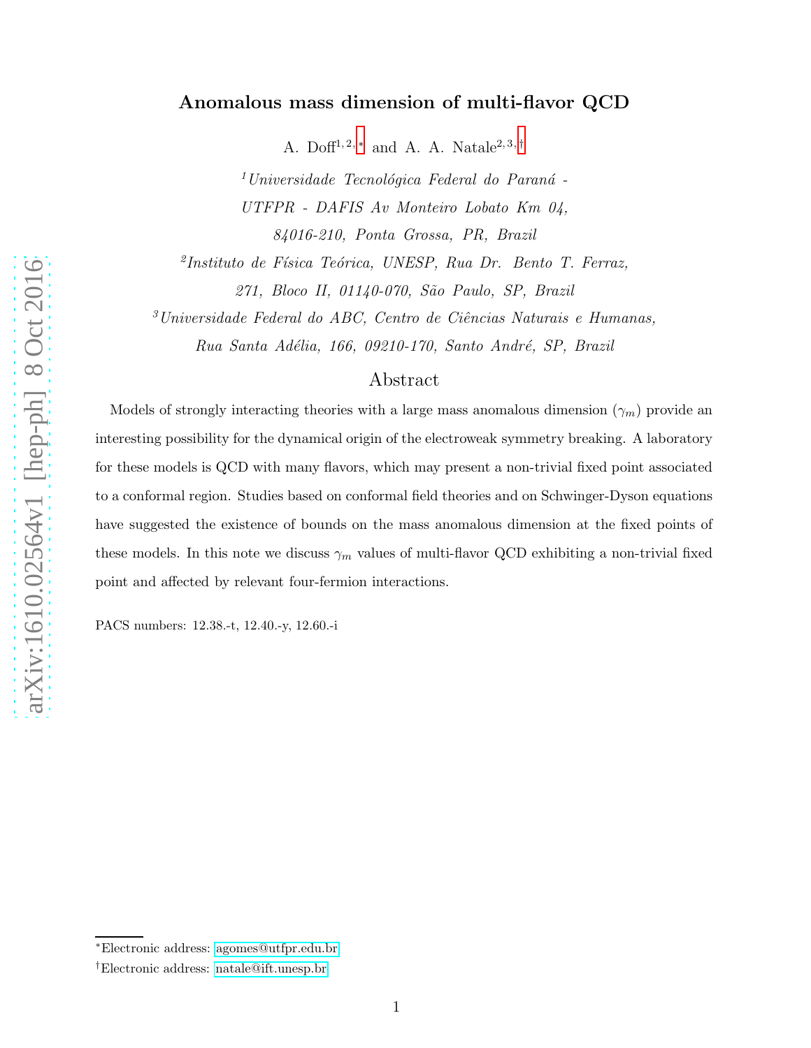# Anomalous mass dimension of multi-flavor QCD

A. Doff[1,2,*] and A. A. Natale[2,3,†]

[1]*Universidade Tecnológica Federal do Paraná - UTFPR - DAFIS Av Monteiro Lobato Km 04, 84016-210, Ponta Grossa, PR, Brazil*

[2]*Instituto de Física Teórica, UNESP, Rua Dr. Bento T. Ferraz, 271, Bloco II, 01140-070, São Paulo, SP, Brazil*

[3]*Universidade Federal do ABC, Centro de Ciências Naturais e Humanas, Rua Santa Adélia, 166, 09210-170, Santo André, SP, Brazil*

## Abstract

Models of strongly interacting theories with a large mass anomalous dimension ($\gamma_m$) provide an interesting possibility for the dynamical origin of the electroweak symmetry breaking. A laboratory for these models is QCD with many flavors, which may present a non-trivial fixed point associated to a conformal region. Studies based on conformal field theories and on Schwinger-Dyson equations have suggested the existence of bounds on the mass anomalous dimension at the fixed points of these models. In this note we discuss $\gamma_m$ values of multi-flavor QCD exhibiting a non-trivial fixed point and affected by relevant four-fermion interactions.

PACS numbers: 12.38.-t, 12.40.-y, 12.60.-i

[*]Electronic address: agomes@utfpr.edu.br

[†]Electronic address: natale@ift.unesp.br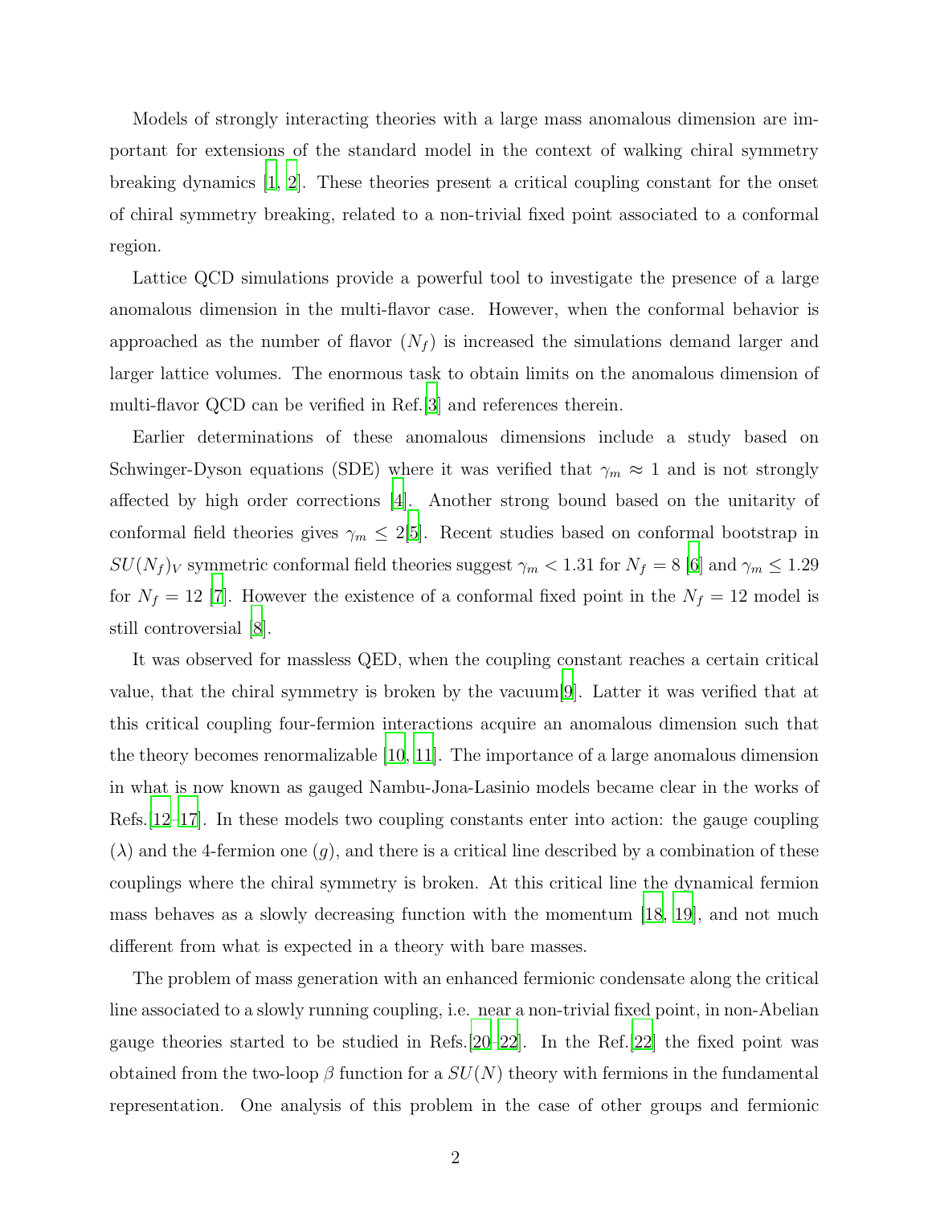Models of strongly interacting theories with a large mass anomalous dimension are important for extensions of the standard model in the context of walking chiral symmetry breaking dynamics [1, 2]. These theories present a critical coupling constant for the onset of chiral symmetry breaking, related to a non-trivial fixed point associated to a conformal region.

Lattice QCD simulations provide a powerful tool to investigate the presence of a large anomalous dimension in the multi-flavor case. However, when the conformal behavior is approached as the number of flavor ($N_f$) is increased the simulations demand larger and larger lattice volumes. The enormous task to obtain limits on the anomalous dimension of multi-flavor QCD can be verified in Ref.[3] and references therein.

Earlier determinations of these anomalous dimensions include a study based on Schwinger-Dyson equations (SDE) where it was verified that $\gamma_m \approx 1$ and is not strongly affected by high order corrections [4]. Another strong bound based on the unitarity of conformal field theories gives $\gamma_m \leq 2$[5]. Recent studies based on conformal bootstrap in $SU(N_f)_V$ symmetric conformal field theories suggest $\gamma_m < 1.31$ for $N_f = 8$ [6] and $\gamma_m \leq 1.29$ for $N_f = 12$ [7]. However the existence of a conformal fixed point in the $N_f = 12$ model is still controversial [8].

It was observed for massless QED, when the coupling constant reaches a certain critical value, that the chiral symmetry is broken by the vacuum[9]. Latter it was verified that at this critical coupling four-fermion interactions acquire an anomalous dimension such that the theory becomes renormalizable [10, 11]. The importance of a large anomalous dimension in what is now known as gauged Nambu-Jona-Lasinio models became clear in the works of Refs.[12–17]. In these models two coupling constants enter into action: the gauge coupling ($\lambda$) and the 4-fermion one ($g$), and there is a critical line described by a combination of these couplings where the chiral symmetry is broken. At this critical line the dynamical fermion mass behaves as a slowly decreasing function with the momentum [18, 19], and not much different from what is expected in a theory with bare masses.

The problem of mass generation with an enhanced fermionic condensate along the critical line associated to a slowly running coupling, i.e. near a non-trivial fixed point, in non-Abelian gauge theories started to be studied in Refs.[20–22]. In the Ref.[22] the fixed point was obtained from the two-loop $\beta$ function for a $SU(N)$ theory with fermions in the fundamental representation. One analysis of this problem in the case of other groups and fermionic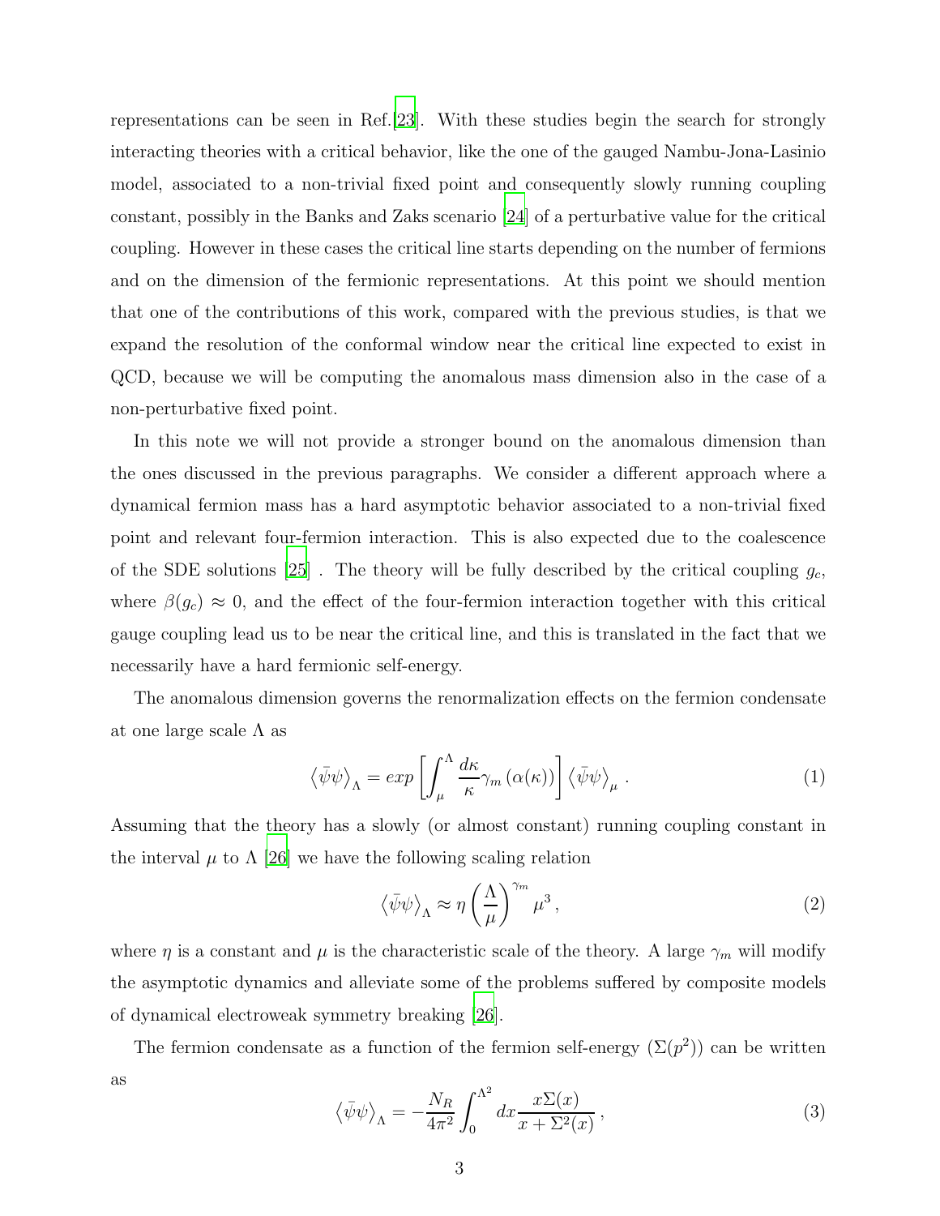representations can be seen in Ref.[23]. With these studies begin the search for strongly interacting theories with a critical behavior, like the one of the gauged Nambu-Jona-Lasinio model, associated to a non-trivial fixed point and consequently slowly running coupling constant, possibly in the Banks and Zaks scenario [24] of a perturbative value for the critical coupling. However in these cases the critical line starts depending on the number of fermions and on the dimension of the fermionic representations. At this point we should mention that one of the contributions of this work, compared with the previous studies, is that we expand the resolution of the conformal window near the critical line expected to exist in QCD, because we will be computing the anomalous mass dimension also in the case of a non-perturbative fixed point.

In this note we will not provide a stronger bound on the anomalous dimension than the ones discussed in the previous paragraphs. We consider a different approach where a dynamical fermion mass has a hard asymptotic behavior associated to a non-trivial fixed point and relevant four-fermion interaction. This is also expected due to the coalescence of the SDE solutions [25] . The theory will be fully described by the critical coupling $g_c$, where $\beta(g_c) \approx 0$, and the effect of the four-fermion interaction together with this critical gauge coupling lead us to be near the critical line, and this is translated in the fact that we necessarily have a hard fermionic self-energy.

The anomalous dimension governs the renormalization effects on the fermion condensate at one large scale $\Lambda$ as

$$\left\langle \bar{\psi}\psi \right\rangle_{\Lambda} = exp\left[\int_{\mu}^{\Lambda} \frac{d\kappa}{\kappa} \gamma_m\left(\alpha(\kappa)\right)\right] \left\langle \bar{\psi}\psi \right\rangle_{\mu} . \tag{1}$$

Assuming that the theory has a slowly (or almost constant) running coupling constant in the interval $\mu$ to $\Lambda$ [26] we have the following scaling relation

$$\left\langle \bar{\psi}\psi \right\rangle_{\Lambda} \approx \eta \left(\frac{\Lambda}{\mu}\right)^{\gamma_m} \mu^3 , \tag{2}$$

where $\eta$ is a constant and $\mu$ is the characteristic scale of the theory. A large $\gamma_m$ will modify the asymptotic dynamics and alleviate some of the problems suffered by composite models of dynamical electroweak symmetry breaking [26].

The fermion condensate as a function of the fermion self-energy ($\Sigma(p^2)$) can be written as

$$\left\langle \bar{\psi}\psi \right\rangle_{\Lambda} = -\frac{N_R}{4\pi^2} \int_0^{\Lambda^2} dx \frac{x\Sigma(x)}{x+\Sigma^2(x)} , \tag{3}$$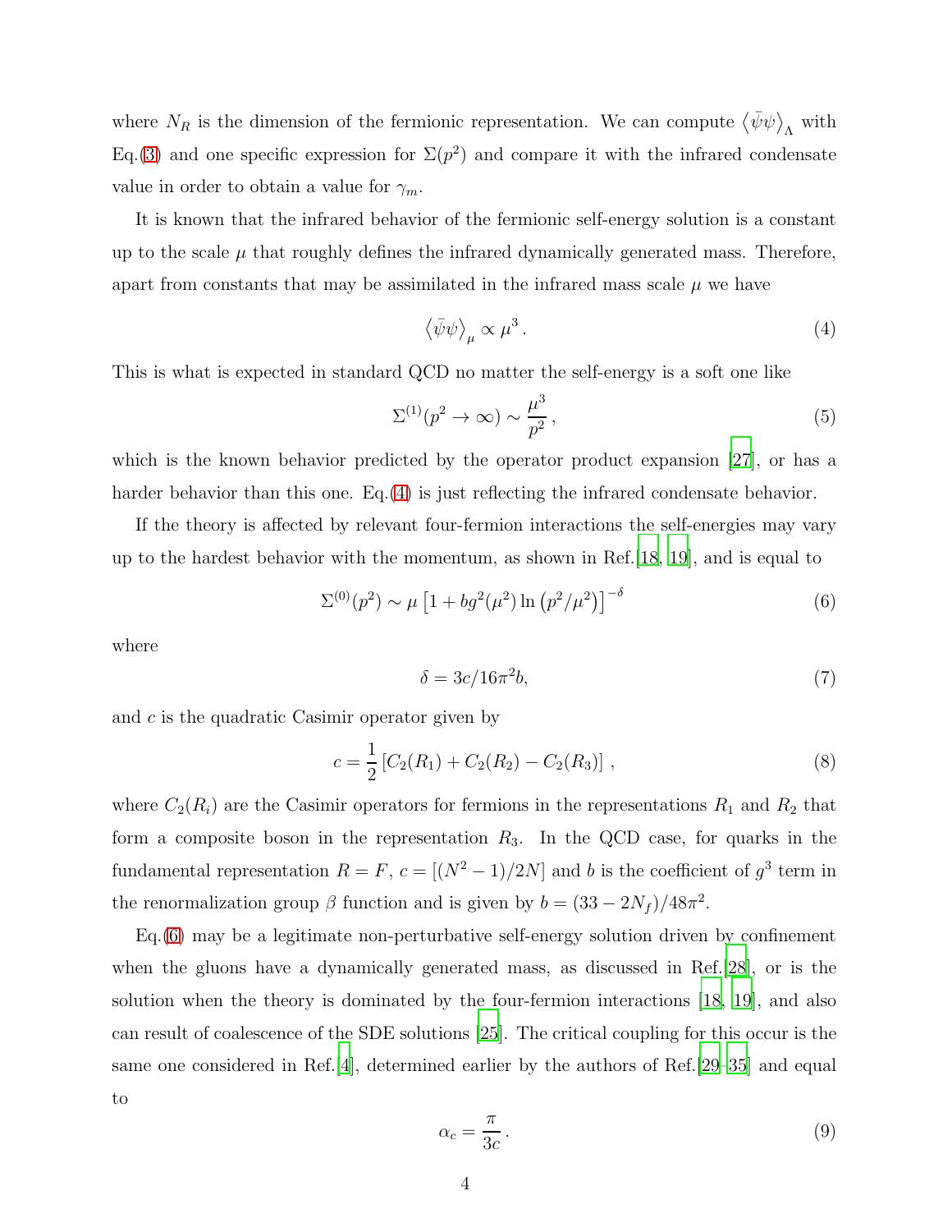where $N_R$ is the dimension of the fermionic representation. We can compute $\left\langle\bar{\psi}\psi\right\rangle_\Lambda$ with Eq.(3) and one specific expression for $\Sigma(p^2)$ and compare it with the infrared condensate value in order to obtain a value for $\gamma_m$.

It is known that the infrared behavior of the fermionic self-energy solution is a constant up to the scale $\mu$ that roughly defines the infrared dynamically generated mass. Therefore, apart from constants that may be assimilated in the infrared mass scale $\mu$ we have

$$\left\langle\bar{\psi}\psi\right\rangle_\mu \propto \mu^3 \, . \tag{4}$$

This is what is expected in standard QCD no matter the self-energy is a soft one like

$$\Sigma^{(1)}(p^2 \to \infty) \sim \frac{\mu^3}{p^2} \, , \tag{5}$$

which is the known behavior predicted by the operator product expansion [27], or has a harder behavior than this one. Eq.(4) is just reflecting the infrared condensate behavior.

If the theory is affected by relevant four-fermion interactions the self-energies may vary up to the hardest behavior with the momentum, as shown in Ref.[18, 19], and is equal to

$$\Sigma^{(0)}(p^2) \sim \mu \left[1 + bg^2(\mu^2)\ln\left(p^2/\mu^2\right)\right]^{-\delta} \tag{6}$$

where

$$\delta = 3c/16\pi^2 b, \tag{7}$$

and $c$ is the quadratic Casimir operator given by

$$c = \frac{1}{2}\left[C_2(R_1) + C_2(R_2) - C_2(R_3)\right] \, , \tag{8}$$

where $C_2(R_i)$ are the Casimir operators for fermions in the representations $R_1$ and $R_2$ that form a composite boson in the representation $R_3$. In the QCD case, for quarks in the fundamental representation $R = F$, $c = [(N^2-1)/2N]$ and $b$ is the coefficient of $g^3$ term in the renormalization group $\beta$ function and is given by $b = (33 - 2N_f)/48\pi^2$.

Eq.(6) may be a legitimate non-perturbative self-energy solution driven by confinement when the gluons have a dynamically generated mass, as discussed in Ref.[28], or is the solution when the theory is dominated by the four-fermion interactions [18, 19], and also can result of coalescence of the SDE solutions [25]. The critical coupling for this occur is the same one considered in Ref.[4], determined earlier by the authors of Ref.[29–35] and equal to

$$\alpha_c = \frac{\pi}{3c} \, . \tag{9}$$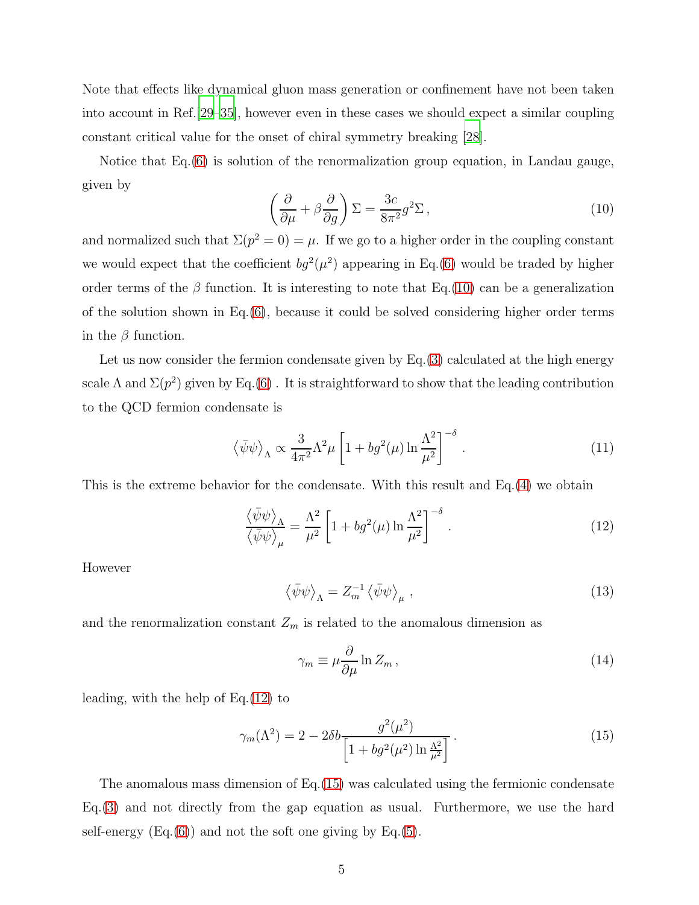Note that effects like dynamical gluon mass generation or confinement have not been taken into account in Ref.[29–35], however even in these cases we should expect a similar coupling constant critical value for the onset of chiral symmetry breaking [28].

Notice that Eq.(6) is solution of the renormalization group equation, in Landau gauge, given by

$$\left(\frac{\partial}{\partial \mu} + \beta \frac{\partial}{\partial g}\right)\Sigma = \frac{3c}{8\pi^2} g^2 \Sigma \,, \tag{10}$$

and normalized such that $\Sigma(p^2 = 0) = \mu$. If we go to a higher order in the coupling constant we would expect that the coefficient $bg^2(\mu^2)$ appearing in Eq.(6) would be traded by higher order terms of the $\beta$ function. It is interesting to note that Eq.(10) can be a generalization of the solution shown in Eq.(6), because it could be solved considering higher order terms in the $\beta$ function.

Let us now consider the fermion condensate given by Eq.(3) calculated at the high energy scale $\Lambda$ and $\Sigma(p^2)$ given by Eq.(6) . It is straightforward to show that the leading contribution to the QCD fermion condensate is

$$\left\langle \bar{\psi}\psi \right\rangle_{\Lambda} \propto \frac{3}{4\pi^2} \Lambda^2 \mu \left[1 + bg^2(\mu) \ln \frac{\Lambda^2}{\mu^2}\right]^{-\delta} \,. \tag{11}$$

This is the extreme behavior for the condensate. With this result and Eq.(4) we obtain

$$\frac{\left\langle \bar{\psi}\psi \right\rangle_{\Lambda}}{\left\langle \bar{\psi}\psi \right\rangle_{\mu}} = \frac{\Lambda^2}{\mu^2} \left[1 + bg^2(\mu) \ln \frac{\Lambda^2}{\mu^2}\right]^{-\delta} \,. \tag{12}$$

However

$$\left\langle \bar{\psi}\psi \right\rangle_{\Lambda} = Z_m^{-1} \left\langle \bar{\psi}\psi \right\rangle_{\mu} \,, \tag{13}$$

and the renormalization constant $Z_m$ is related to the anomalous dimension as

$$\gamma_m \equiv \mu \frac{\partial}{\partial \mu} \ln Z_m \,, \tag{14}$$

leading, with the help of Eq.(12) to

$$\gamma_m(\Lambda^2) = 2 - 2\delta b \frac{g^2(\mu^2)}{\left[1 + bg^2(\mu^2) \ln \frac{\Lambda^2}{\mu^2}\right]} \,. \tag{15}$$

The anomalous mass dimension of Eq.(15) was calculated using the fermionic condensate Eq.(3) and not directly from the gap equation as usual. Furthermore, we use the hard self-energy (Eq.(6)) and not the soft one giving by Eq.(5).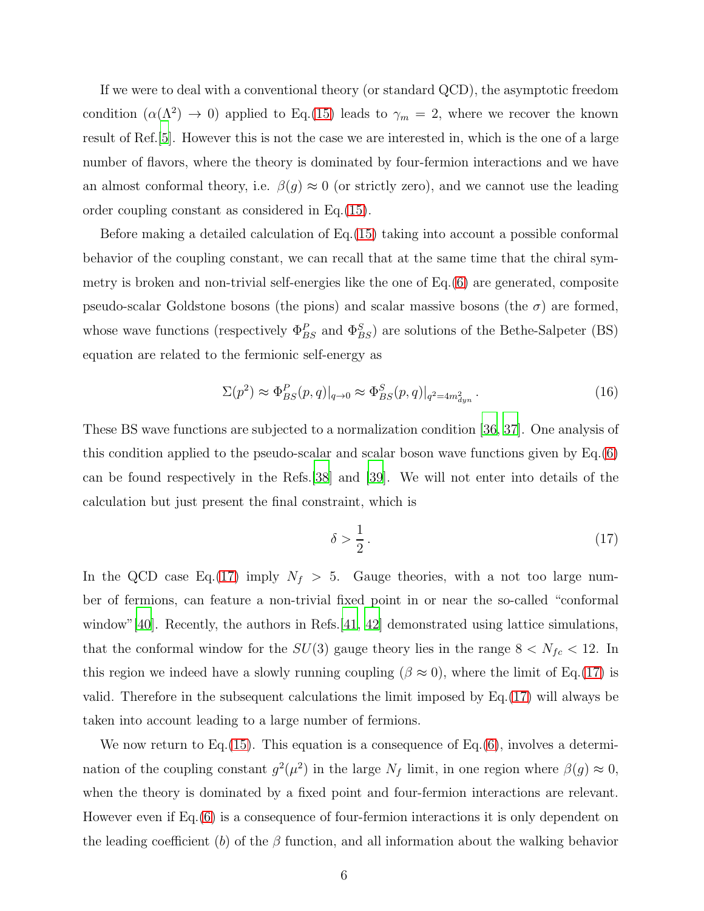If we were to deal with a conventional theory (or standard QCD), the asymptotic freedom condition ($\alpha(\Lambda^2) \to 0$) applied to Eq.(15) leads to $\gamma_m = 2$, where we recover the known result of Ref.[5]. However this is not the case we are interested in, which is the one of a large number of flavors, where the theory is dominated by four-fermion interactions and we have an almost conformal theory, i.e. $\beta(g) \approx 0$ (or strictly zero), and we cannot use the leading order coupling constant as considered in Eq.(15).

Before making a detailed calculation of Eq.(15) taking into account a possible conformal behavior of the coupling constant, we can recall that at the same time that the chiral symmetry is broken and non-trivial self-energies like the one of Eq.(6) are generated, composite pseudo-scalar Goldstone bosons (the pions) and scalar massive bosons (the $\sigma$) are formed, whose wave functions (respectively $\Phi^P_{BS}$ and $\Phi^S_{BS}$) are solutions of the Bethe-Salpeter (BS) equation are related to the fermionic self-energy as

$$\Sigma(p^2) \approx \Phi^P_{BS}(p,q)|_{q\to 0} \approx \Phi^S_{BS}(p,q)|_{q^2=4m^2_{dyn}}\,. \tag{16}$$

These BS wave functions are subjected to a normalization condition [36, 37]. One analysis of this condition applied to the pseudo-scalar and scalar boson wave functions given by Eq.(6) can be found respectively in the Refs.[38] and [39]. We will not enter into details of the calculation but just present the final constraint, which is

$$\delta > \frac{1}{2}\,. \tag{17}$$

In the QCD case Eq.(17) imply $N_f > 5$. Gauge theories, with a not too large number of fermions, can feature a non-trivial fixed point in or near the so-called "conformal window"[40]. Recently, the authors in Refs.[41, 42] demonstrated using lattice simulations, that the conformal window for the $SU(3)$ gauge theory lies in the range $8 < N_{fc} < 12$. In this region we indeed have a slowly running coupling ($\beta \approx 0$), where the limit of Eq.(17) is valid. Therefore in the subsequent calculations the limit imposed by Eq.(17) will always be taken into account leading to a large number of fermions.

We now return to Eq.(15). This equation is a consequence of Eq.(6), involves a determination of the coupling constant $g^2(\mu^2)$ in the large $N_f$ limit, in one region where $\beta(g) \approx 0$, when the theory is dominated by a fixed point and four-fermion interactions are relevant. However even if Eq.(6) is a consequence of four-fermion interactions it is only dependent on the leading coefficient ($b$) of the $\beta$ function, and all information about the walking behavior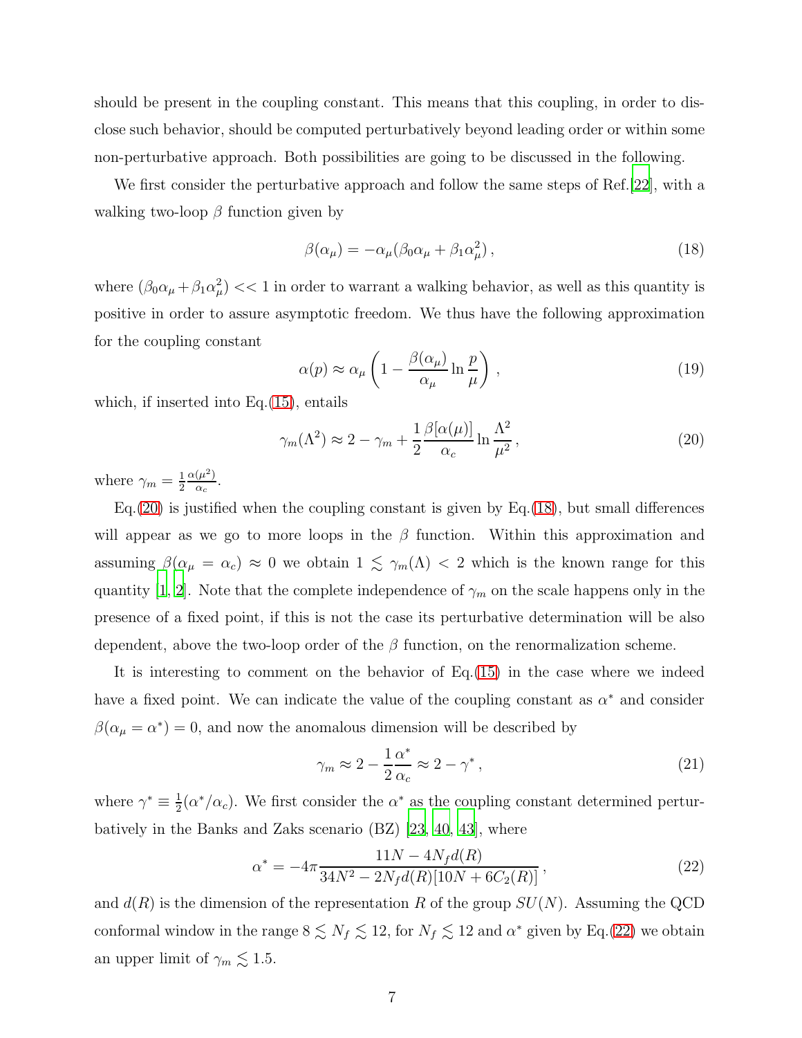should be present in the coupling constant. This means that this coupling, in order to disclose such behavior, should be computed perturbatively beyond leading order or within some non-perturbative approach. Both possibilities are going to be discussed in the following.

We first consider the perturbative approach and follow the same steps of Ref.[22], with a walking two-loop $\beta$ function given by

$$\beta(\alpha_\mu) = -\alpha_\mu(\beta_0\alpha_\mu + \beta_1\alpha_\mu^2)\,, \tag{18}$$

where $(\beta_0\alpha_\mu + \beta_1\alpha_\mu^2) << 1$ in order to warrant a walking behavior, as well as this quantity is positive in order to assure asymptotic freedom. We thus have the following approximation for the coupling constant

$$\alpha(p) \approx \alpha_\mu\left(1 - \frac{\beta(\alpha_\mu)}{\alpha_\mu}\ln\frac{p}{\mu}\right)\,, \tag{19}$$

which, if inserted into Eq.(15), entails

$$\gamma_m(\Lambda^2) \approx 2 - \gamma_m + \frac{1}{2}\frac{\beta[\alpha(\mu)]}{\alpha_c}\ln\frac{\Lambda^2}{\mu^2}\,, \tag{20}$$

where $\gamma_m = \frac{1}{2}\frac{\alpha(\mu^2)}{\alpha_c}$.

Eq.(20) is justified when the coupling constant is given by Eq.(18), but small differences will appear as we go to more loops in the $\beta$ function. Within this approximation and assuming $\beta(\alpha_\mu = \alpha_c) \approx 0$ we obtain $1 \lesssim \gamma_m(\Lambda) < 2$ which is the known range for this quantity [1, 2]. Note that the complete independence of $\gamma_m$ on the scale happens only in the presence of a fixed point, if this is not the case its perturbative determination will be also dependent, above the two-loop order of the $\beta$ function, on the renormalization scheme.

It is interesting to comment on the behavior of Eq.(15) in the case where we indeed have a fixed point. We can indicate the value of the coupling constant as $\alpha^*$ and consider $\beta(\alpha_\mu = \alpha^*) = 0$, and now the anomalous dimension will be described by

$$\gamma_m \approx 2 - \frac{1}{2}\frac{\alpha^*}{\alpha_c} \approx 2 - \gamma^*\,, \tag{21}$$

where $\gamma^* \equiv \frac{1}{2}(\alpha^*/\alpha_c)$. We first consider the $\alpha^*$ as the coupling constant determined perturbatively in the Banks and Zaks scenario (BZ) [23, 40, 43], where

$$\alpha^* = -4\pi\frac{11N - 4N_f d(R)}{34N^2 - 2N_f d(R)[10N + 6C_2(R)]}\,, \tag{22}$$

and $d(R)$ is the dimension of the representation $R$ of the group $SU(N)$. Assuming the QCD conformal window in the range $8 \lesssim N_f \lesssim 12$, for $N_f \lesssim 12$ and $\alpha^*$ given by Eq.(22) we obtain an upper limit of $\gamma_m \lesssim 1.5$.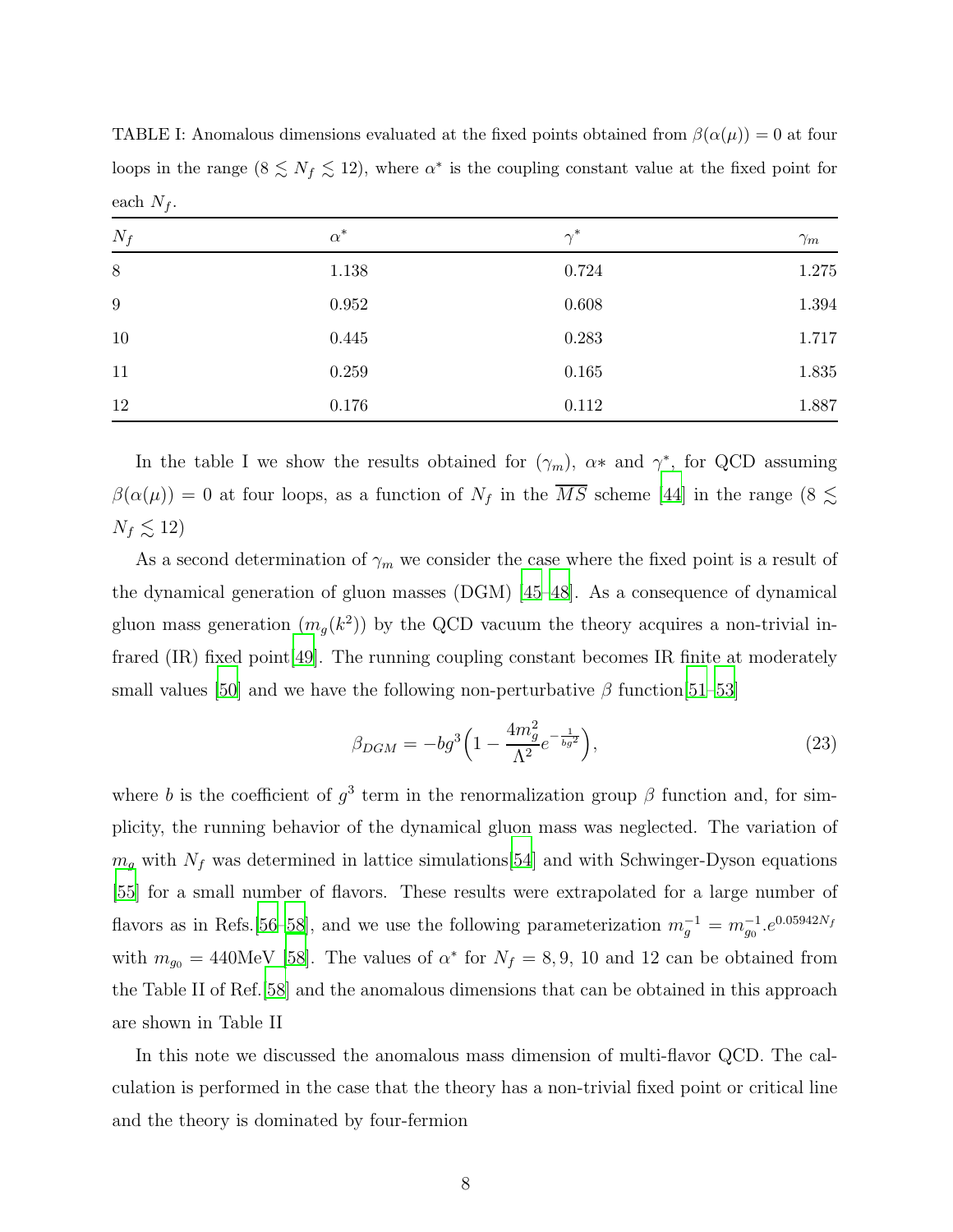TABLE I: Anomalous dimensions evaluated at the fixed points obtained from $\beta(\alpha(\mu)) = 0$ at four loops in the range ($8 \lesssim N_f \lesssim 12$), where $\alpha^*$ is the coupling constant value at the fixed point for each $N_f$.

| $N_f$ | $\alpha^*$ | $\gamma^*$ | $\gamma_m$ |
|---|---|---|---|
| 8 | 1.138 | 0.724 | 1.275 |
| 9 | 0.952 | 0.608 | 1.394 |
| 10 | 0.445 | 0.283 | 1.717 |
| 11 | 0.259 | 0.165 | 1.835 |
| 12 | 0.176 | 0.112 | 1.887 |

In the table I we show the results obtained for ($\gamma_m$), $\alpha*$ and $\gamma^*$, for QCD assuming $\beta(\alpha(\mu)) = 0$ at four loops, as a function of $N_f$ in the $\overline{MS}$ scheme [44] in the range ($8 \lesssim N_f \lesssim 12$)

As a second determination of $\gamma_m$ we consider the case where the fixed point is a result of the dynamical generation of gluon masses (DGM) [45–48]. As a consequence of dynamical gluon mass generation ($m_g(k^2)$) by the QCD vacuum the theory acquires a non-trivial infrared (IR) fixed point[49]. The running coupling constant becomes IR finite at moderately small values [50] and we have the following non-perturbative $\beta$ function[51–53]

$$\beta_{DGM} = -bg^3\Big(1 - \frac{4m_g^2}{\Lambda^2}e^{-\frac{1}{bg^2}}\Big), \tag{23}$$

where $b$ is the coefficient of $g^3$ term in the renormalization group $\beta$ function and, for simplicity, the running behavior of the dynamical gluon mass was neglected. The variation of $m_g$ with $N_f$ was determined in lattice simulations[54] and with Schwinger-Dyson equations [55] for a small number of flavors. These results were extrapolated for a large number of flavors as in Refs.[56–58], and we use the following parameterization $m_g^{-1} = m_{g_0}^{-1}.e^{0.05942N_f}$ with $m_{g_0} = 440$MeV [58]. The values of $\alpha^*$ for $N_f = 8, 9$, 10 and 12 can be obtained from the Table II of Ref.[58] and the anomalous dimensions that can be obtained in this approach are shown in Table II

In this note we discussed the anomalous mass dimension of multi-flavor QCD. The calculation is performed in the case that the theory has a non-trivial fixed point or critical line and the theory is dominated by four-fermion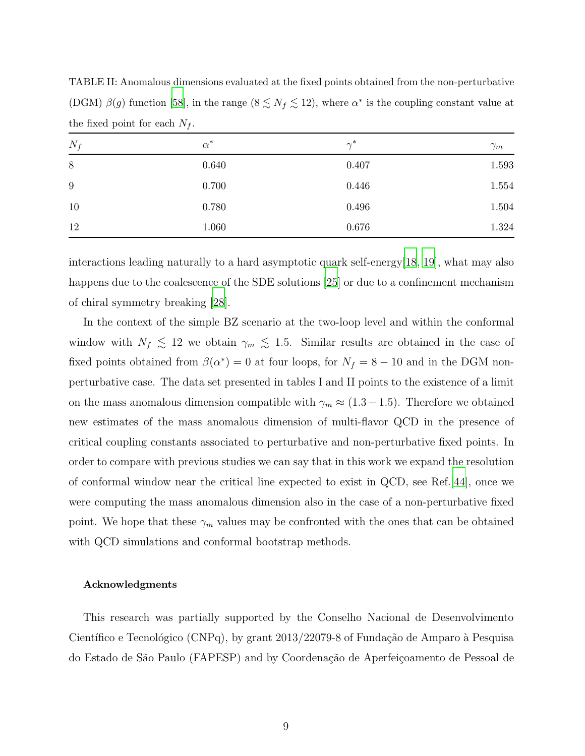TABLE II: Anomalous dimensions evaluated at the fixed points obtained from the non-perturbative (DGM) $\beta(g)$ function [58], in the range ($8 \lesssim N_f \lesssim 12$), where $\alpha^*$ is the coupling constant value at the fixed point for each $N_f$.

| $N_f$ | $\alpha^*$ | $\gamma^*$ | $\gamma_m$ |
|---|---|---|---|
| 8 | 0.640 | 0.407 | 1.593 |
| 9 | 0.700 | 0.446 | 1.554 |
| 10 | 0.780 | 0.496 | 1.504 |
| 12 | 1.060 | 0.676 | 1.324 |

interactions leading naturally to a hard asymptotic quark self-energy[18, 19], what may also happens due to the coalescence of the SDE solutions [25] or due to a confinement mechanism of chiral symmetry breaking [28].

In the context of the simple BZ scenario at the two-loop level and within the conformal window with $N_f \lesssim 12$ we obtain $\gamma_m \lesssim 1.5$. Similar results are obtained in the case of fixed points obtained from $\beta(\alpha^*) = 0$ at four loops, for $N_f = 8 - 10$ and in the DGM non-perturbative case. The data set presented in tables I and II points to the existence of a limit on the mass anomalous dimension compatible with $\gamma_m \approx (1.3 - 1.5)$. Therefore we obtained new estimates of the mass anomalous dimension of multi-flavor QCD in the presence of critical coupling constants associated to perturbative and non-perturbative fixed points. In order to compare with previous studies we can say that in this work we expand the resolution of conformal window near the critical line expected to exist in QCD, see Ref.[44], once we were computing the mass anomalous dimension also in the case of a non-perturbative fixed point. We hope that these $\gamma_m$ values may be confronted with the ones that can be obtained with QCD simulations and conformal bootstrap methods.

### Acknowledgments

This research was partially supported by the Conselho Nacional de Desenvolvimento Científico e Tecnológico (CNPq), by grant 2013/22079-8 of Fundação de Amparo à Pesquisa do Estado de São Paulo (FAPESP) and by Coordenação de Aperfeiçoamento de Pessoal de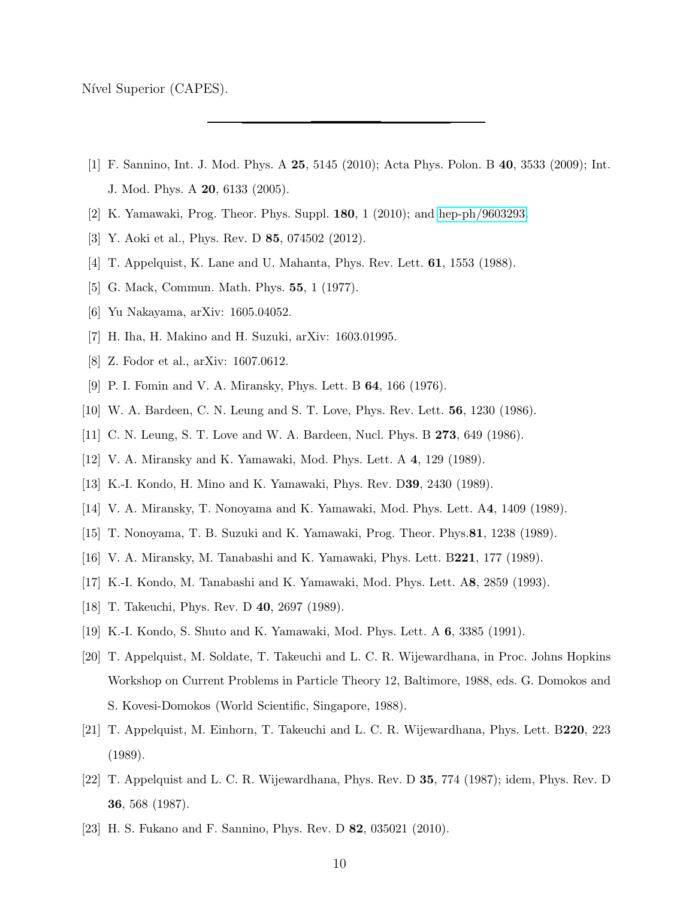Nível Superior (CAPES).

---

[1] F. Sannino, Int. J. Mod. Phys. A **25**, 5145 (2010); Acta Phys. Polon. B **40**, 3533 (2009); Int. J. Mod. Phys. A **20**, 6133 (2005).

[2] K. Yamawaki, Prog. Theor. Phys. Suppl. **180**, 1 (2010); and hep-ph/9603293.

[3] Y. Aoki et al., Phys. Rev. D **85**, 074502 (2012).

[4] T. Appelquist, K. Lane and U. Mahanta, Phys. Rev. Lett. **61**, 1553 (1988).

[5] G. Mack, Commun. Math. Phys. **55**, 1 (1977).

[6] Yu Nakayama, arXiv: 1605.04052.

[7] H. Iha, H. Makino and H. Suzuki, arXiv: 1603.01995.

[8] Z. Fodor et al., arXiv: 1607.0612.

[9] P. I. Fomin and V. A. Miransky, Phys. Lett. B **64**, 166 (1976).

[10] W. A. Bardeen, C. N. Leung and S. T. Love, Phys. Rev. Lett. **56**, 1230 (1986).

[11] C. N. Leung, S. T. Love and W. A. Bardeen, Nucl. Phys. B **273**, 649 (1986).

[12] V. A. Miransky and K. Yamawaki, Mod. Phys. Lett. A **4**, 129 (1989).

[13] K.-I. Kondo, H. Mino and K. Yamawaki, Phys. Rev. D**39**, 2430 (1989).

[14] V. A. Miransky, T. Nonoyama and K. Yamawaki, Mod. Phys. Lett. A**4**, 1409 (1989).

[15] T. Nonoyama, T. B. Suzuki and K. Yamawaki, Prog. Theor. Phys.**81**, 1238 (1989).

[16] V. A. Miransky, M. Tanabashi and K. Yamawaki, Phys. Lett. B**221**, 177 (1989).

[17] K.-I. Kondo, M. Tanabashi and K. Yamawaki, Mod. Phys. Lett. A**8**, 2859 (1993).

[18] T. Takeuchi, Phys. Rev. D **40**, 2697 (1989).

[19] K.-I. Kondo, S. Shuto and K. Yamawaki, Mod. Phys. Lett. A **6**, 3385 (1991).

[20] T. Appelquist, M. Soldate, T. Takeuchi and L. C. R. Wijewardhana, in Proc. Johns Hopkins Workshop on Current Problems in Particle Theory 12, Baltimore, 1988, eds. G. Domokos and S. Kovesi-Domokos (World Scientific, Singapore, 1988).

[21] T. Appelquist, M. Einhorn, T. Takeuchi and L. C. R. Wijewardhana, Phys. Lett. B**220**, 223 (1989).

[22] T. Appelquist and L. C. R. Wijewardhana, Phys. Rev. D **35**, 774 (1987); idem, Phys. Rev. D **36**, 568 (1987).

[23] H. S. Fukano and F. Sannino, Phys. Rev. D **82**, 035021 (2010).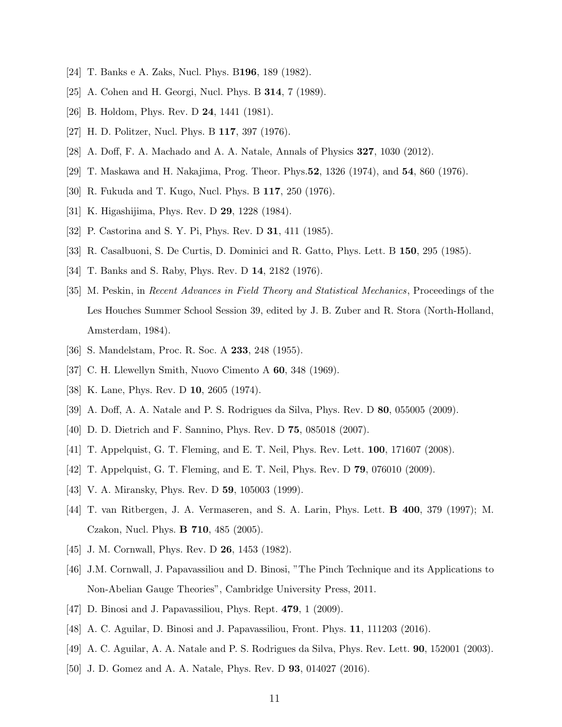[24] T. Banks e A. Zaks, Nucl. Phys. B**196**, 189 (1982).

[25] A. Cohen and H. Georgi, Nucl. Phys. B **314**, 7 (1989).

[26] B. Holdom, Phys. Rev. D **24**, 1441 (1981).

[27] H. D. Politzer, Nucl. Phys. B **117**, 397 (1976).

[28] A. Doff, F. A. Machado and A. A. Natale, Annals of Physics **327**, 1030 (2012).

[29] T. Maskawa and H. Nakajima, Prog. Theor. Phys.**52**, 1326 (1974), and **54**, 860 (1976).

[30] R. Fukuda and T. Kugo, Nucl. Phys. B **117**, 250 (1976).

[31] K. Higashijima, Phys. Rev. D **29**, 1228 (1984).

[32] P. Castorina and S. Y. Pi, Phys. Rev. D **31**, 411 (1985).

[33] R. Casalbuoni, S. De Curtis, D. Dominici and R. Gatto, Phys. Lett. B **150**, 295 (1985).

[34] T. Banks and S. Raby, Phys. Rev. D **14**, 2182 (1976).

[35] M. Peskin, in *Recent Advances in Field Theory and Statistical Mechanics*, Proceedings of the Les Houches Summer School Session 39, edited by J. B. Zuber and R. Stora (North-Holland, Amsterdam, 1984).

[36] S. Mandelstam, Proc. R. Soc. A **233**, 248 (1955).

[37] C. H. Llewellyn Smith, Nuovo Cimento A **60**, 348 (1969).

[38] K. Lane, Phys. Rev. D **10**, 2605 (1974).

[39] A. Doff, A. A. Natale and P. S. Rodrigues da Silva, Phys. Rev. D **80**, 055005 (2009).

[40] D. D. Dietrich and F. Sannino, Phys. Rev. D **75**, 085018 (2007).

[41] T. Appelquist, G. T. Fleming, and E. T. Neil, Phys. Rev. Lett. **100**, 171607 (2008).

[42] T. Appelquist, G. T. Fleming, and E. T. Neil, Phys. Rev. D **79**, 076010 (2009).

[43] V. A. Miransky, Phys. Rev. D **59**, 105003 (1999).

[44] T. van Ritbergen, J. A. Vermaseren, and S. A. Larin, Phys. Lett. **B 400**, 379 (1997); M. Czakon, Nucl. Phys. **B 710**, 485 (2005).

[45] J. M. Cornwall, Phys. Rev. D **26**, 1453 (1982).

[46] J.M. Cornwall, J. Papavassiliou and D. Binosi, "The Pinch Technique and its Applications to Non-Abelian Gauge Theories", Cambridge University Press, 2011.

[47] D. Binosi and J. Papavassiliou, Phys. Rept. **479**, 1 (2009).

[48] A. C. Aguilar, D. Binosi and J. Papavassiliou, Front. Phys. **11**, 111203 (2016).

[49] A. C. Aguilar, A. A. Natale and P. S. Rodrigues da Silva, Phys. Rev. Lett. **90**, 152001 (2003).

[50] J. D. Gomez and A. A. Natale, Phys. Rev. D **93**, 014027 (2016).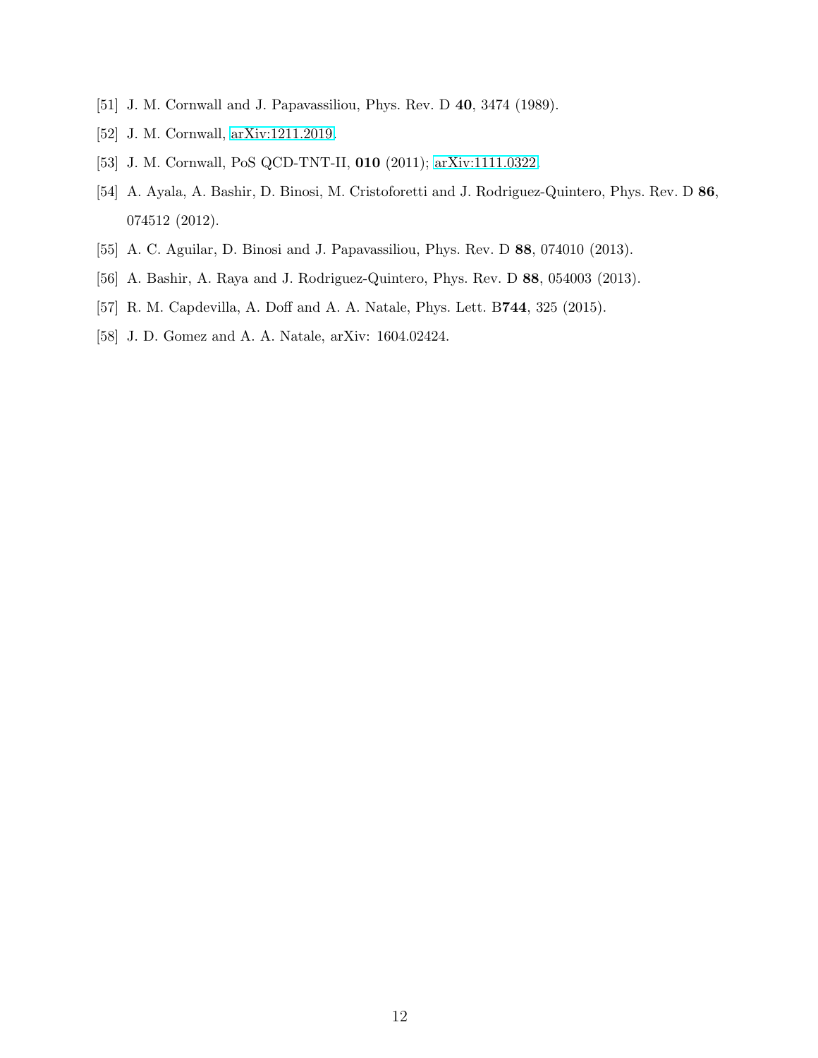[51] J. M. Cornwall and J. Papavassiliou, Phys. Rev. D **40**, 3474 (1989).

[52] J. M. Cornwall, arXiv:1211.2019.

[53] J. M. Cornwall, PoS QCD-TNT-II, **010** (2011); arXiv:1111.0322.

[54] A. Ayala, A. Bashir, D. Binosi, M. Cristoforetti and J. Rodriguez-Quintero, Phys. Rev. D **86**, 074512 (2012).

[55] A. C. Aguilar, D. Binosi and J. Papavassiliou, Phys. Rev. D **88**, 074010 (2013).

[56] A. Bashir, A. Raya and J. Rodriguez-Quintero, Phys. Rev. D **88**, 054003 (2013).

[57] R. M. Capdevilla, A. Doff and A. A. Natale, Phys. Lett. B**744**, 325 (2015).

[58] J. D. Gomez and A. A. Natale, arXiv: 1604.02424.